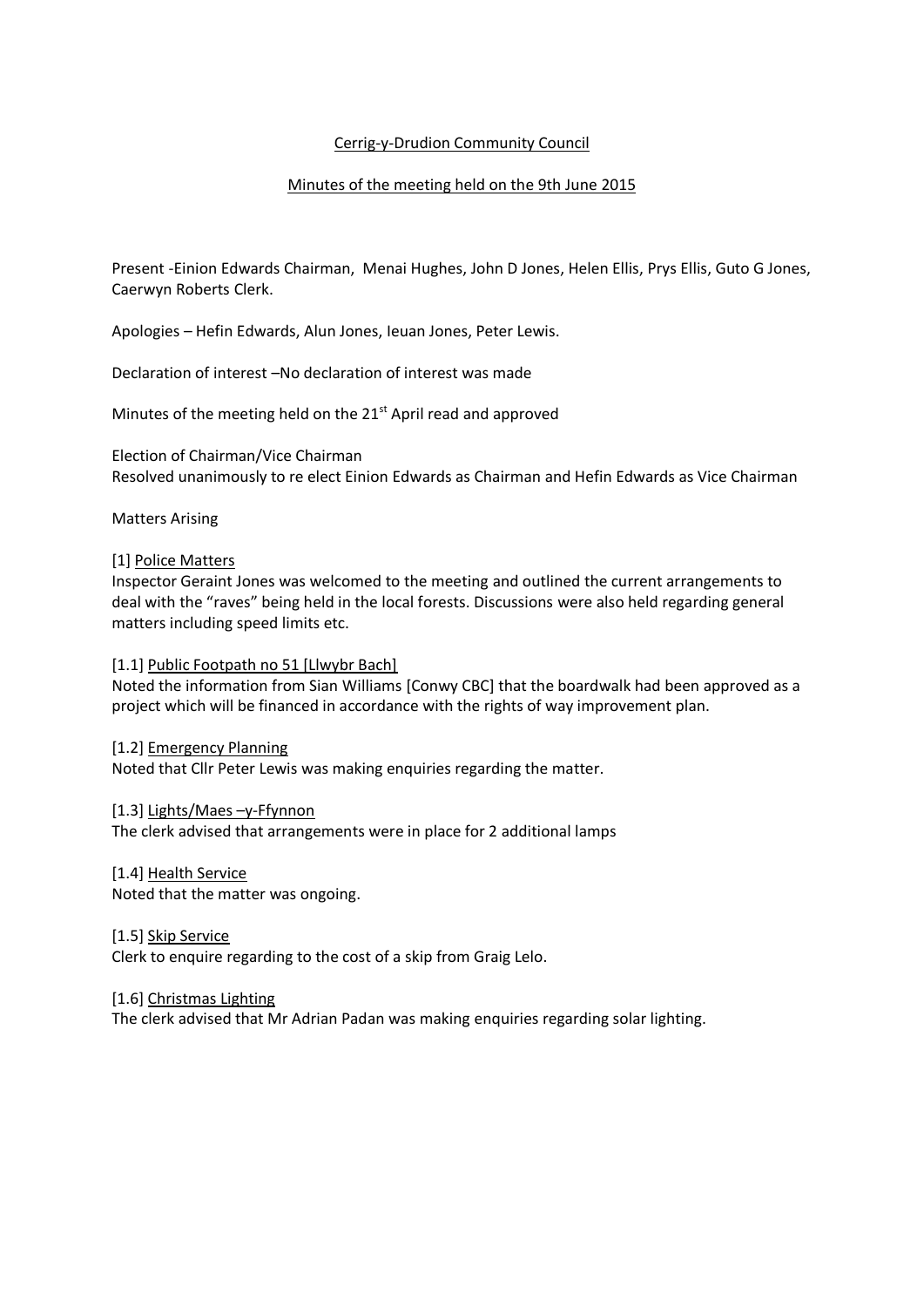Cerrig-y-Drudion Community Council

Minutes of the meeting held on the 9th June 2015

Present -Einion Edwards Chairman, Menai Hughes, John D Jones, Helen Ellis, Prys Ellis, Guto G Jones, Caerwyn Roberts Clerk.

Apologies – Hefin Edwards, Alun Jones, Ieuan Jones, Peter Lewis.

Declaration of interest –No declaration of interest was made

Minutes of the meeting held on the 21st April read and approved

Election of Chairman/Vice Chairman
Resolved unanimously to re elect Einion Edwards as Chairman and Hefin Edwards as Vice Chairman

Matters Arising

[1] Police Matters
Inspector Geraint Jones was welcomed to the meeting and outlined the current arrangements to deal with the "raves" being held in the local forests. Discussions were also held regarding general matters including speed limits etc.

[1.1] Public Footpath no 51 [Llwybr Bach]
Noted the information from Sian Williams [Conwy CBC] that the boardwalk had been approved as a project which will be financed in accordance with the rights of way improvement plan.

[1.2] Emergency Planning
Noted that Cllr Peter Lewis was making enquiries regarding the matter.

[1.3] Lights/Maes –y-Ffynnon
The clerk advised that arrangements were in place for 2 additional lamps

[1.4] Health Service
Noted that the matter was ongoing.

[1.5] Skip Service
Clerk to enquire regarding to the cost of a skip from Graig Lelo.

[1.6] Christmas Lighting
The clerk advised that Mr Adrian Padan was making enquiries regarding solar lighting.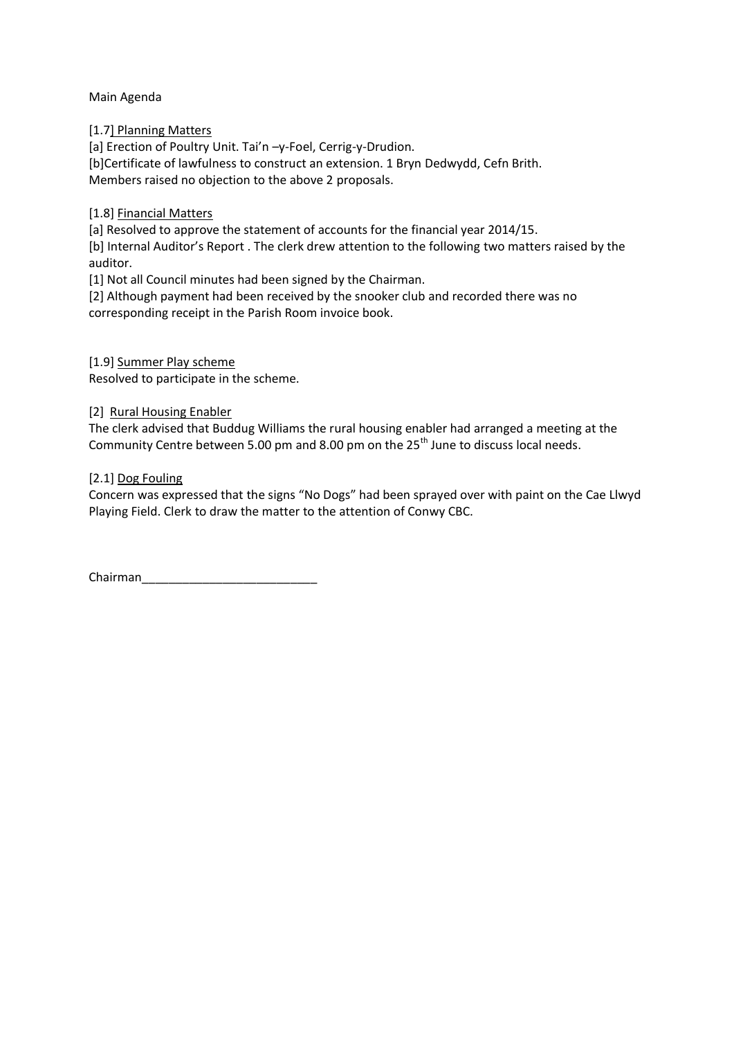Main Agenda

[1.7] <u>Planning Matters</u>

[a] Erection of Poultry Unit. Tai'n –y-Foel, Cerrig-y-Drudion.
[b]Certificate of lawfulness to construct an extension. 1 Bryn Dedwydd, Cefn Brith.
Members raised no objection to the above 2 proposals.

[1.8] <u>Financial Matters</u>

[a] Resolved to approve the statement of accounts for the financial year 2014/15.
[b] Internal Auditor's Report . The clerk drew attention to the following two matters raised by the auditor.
[1] Not all Council minutes had been signed by the Chairman.
[2] Although payment had been received by the snooker club and recorded there was no corresponding receipt in the Parish Room invoice book.

[1.9] <u>Summer Play scheme</u>

Resolved to participate in the scheme.

[2] <u>Rural Housing Enabler</u>

The clerk advised that Buddug Williams the rural housing enabler had arranged a meeting at the Community Centre between 5.00 pm and 8.00 pm on the 25th June to discuss local needs.

[2.1] <u>Dog Fouling</u>

Concern was expressed that the signs "No Dogs" had been sprayed over with paint on the Cae Llwyd Playing Field. Clerk to draw the matter to the attention of Conwy CBC.

Chairman__________________________